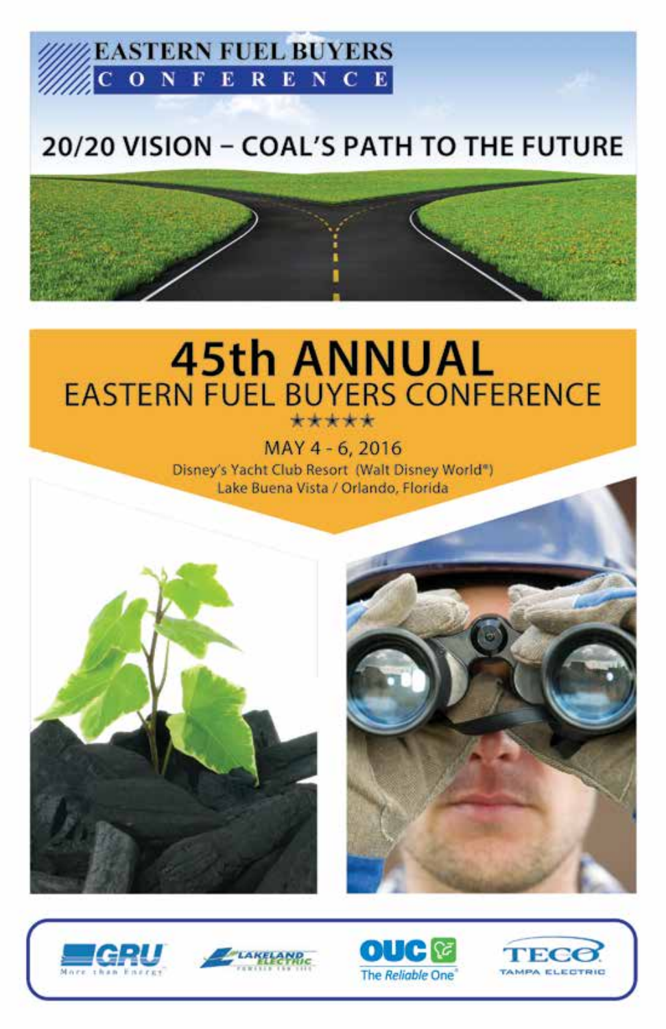EASTERN FUEL BUYERS
CONFERENCE

# 20/20 VISION – COAL'S PATH TO THE FUTURE

# 45th ANNUAL
## EASTERN FUEL BUYERS CONFERENCE

★★★★★

MAY 4 - 6, 2016

Disney's Yacht Club Resort (Walt Disney World®)
Lake Buena Vista / Orlando, Florida

GRU More than Energy

LAKELAND ELECTRIC

OUC The Reliable One

TECO TAMPA ELECTRIC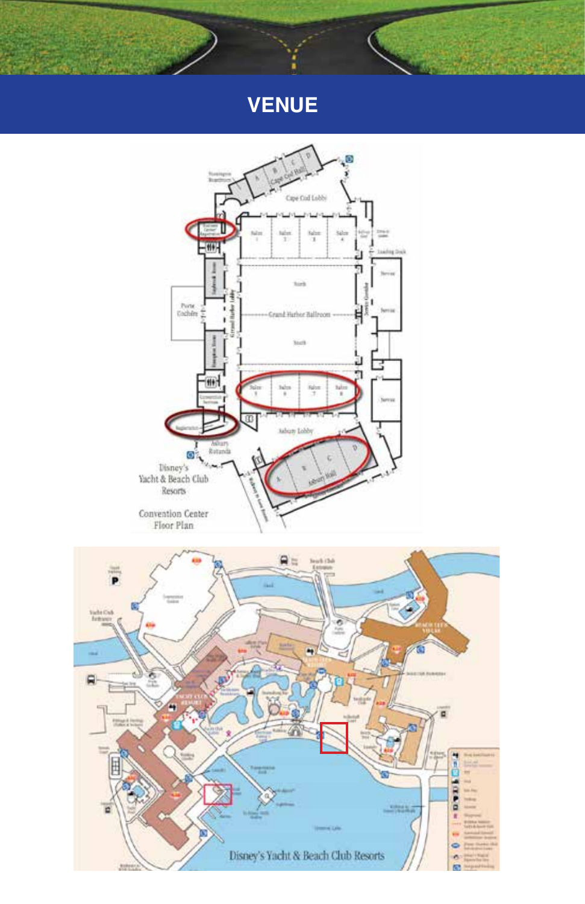# VENUE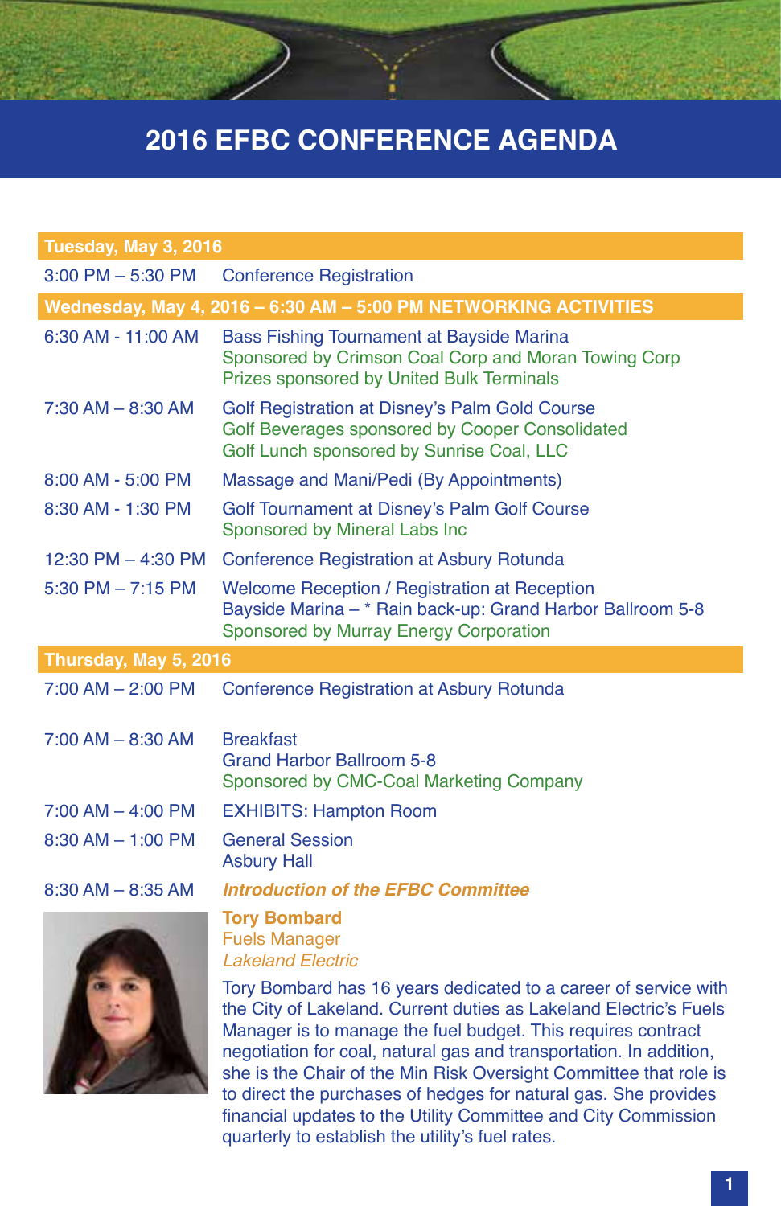# 2016 EFBC CONFERENCE AGENDA

| Tuesday, May 3, 2016 | |
|---|---|
| 3:00 PM – 5:30 PM | Conference Registration |
| **Wednesday, May 4, 2016 – 6:30 AM – 5:00 PM NETWORKING ACTIVITIES** | |
| 6:30 AM - 11:00 AM | Bass Fishing Tournament at Bayside Marina<br>Sponsored by Crimson Coal Corp and Moran Towing Corp<br>Prizes sponsored by United Bulk Terminals |
| 7:30 AM – 8:30 AM | Golf Registration at Disney's Palm Gold Course<br>Golf Beverages sponsored by Cooper Consolidated<br>Golf Lunch sponsored by Sunrise Coal, LLC |
| 8:00 AM - 5:00 PM | Massage and Mani/Pedi (By Appointments) |
| 8:30 AM - 1:30 PM | Golf Tournament at Disney's Palm Golf Course<br>Sponsored by Mineral Labs Inc |
| 12:30 PM – 4:30 PM | Conference Registration at Asbury Rotunda |
| 5:30 PM – 7:15 PM | Welcome Reception / Registration at Reception<br>Bayside Marina – * Rain back-up: Grand Harbor Ballroom 5-8<br>Sponsored by Murray Energy Corporation |
| **Thursday, May 5, 2016** | |
| 7:00 AM – 2:00 PM | Conference Registration at Asbury Rotunda |
| 7:00 AM – 8:30 AM | Breakfast<br>Grand Harbor Ballroom 5-8<br>Sponsored by CMC-Coal Marketing Company |
| 7:00 AM – 4:00 PM | EXHIBITS: Hampton Room |
| 8:30 AM – 1:00 PM | General Session<br>Asbury Hall |
| 8:30 AM – 8:35 AM | ***Introduction of the EFBC Committee*** |

**Tory Bombard**
Fuels Manager
*Lakeland Electric*

Tory Bombard has 16 years dedicated to a career of service with the City of Lakeland. Current duties as Lakeland Electric's Fuels Manager is to manage the fuel budget. This requires contract negotiation for coal, natural gas and transportation. In addition, she is the Chair of the Min Risk Oversight Committee that role is to direct the purchases of hedges for natural gas. She provides financial updates to the Utility Committee and City Commission quarterly to establish the utility's fuel rates.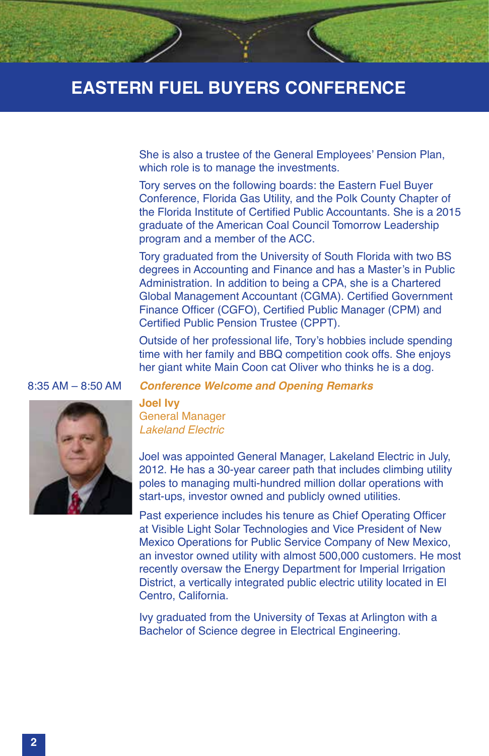She is also a trustee of the General Employees' Pension Plan, which role is to manage the investments.

Tory serves on the following boards: the Eastern Fuel Buyer Conference, Florida Gas Utility, and the Polk County Chapter of the Florida Institute of Certified Public Accountants. She is a 2015 graduate of the American Coal Council Tomorrow Leadership program and a member of the ACC.

Tory graduated from the University of South Florida with two BS degrees in Accounting and Finance and has a Master's in Public Administration. In addition to being a CPA, she is a Chartered Global Management Accountant (CGMA). Certified Government Finance Officer (CGFO), Certified Public Manager (CPM) and Certified Public Pension Trustee (CPPT).

Outside of her professional life, Tory's hobbies include spending time with her family and BBQ competition cook offs. She enjoys her giant white Main Coon cat Oliver who thinks he is a dog.

8:35 AM – 8:50 AM ***Conference Welcome and Opening Remarks***

**Joel Ivy**
General Manager
*Lakeland Electric*

Joel was appointed General Manager, Lakeland Electric in July, 2012. He has a 30-year career path that includes climbing utility poles to managing multi-hundred million dollar operations with start-ups, investor owned and publicly owned utilities.

Past experience includes his tenure as Chief Operating Officer at Visible Light Solar Technologies and Vice President of New Mexico Operations for Public Service Company of New Mexico, an investor owned utility with almost 500,000 customers. He most recently oversaw the Energy Department for Imperial Irrigation District, a vertically integrated public electric utility located in El Centro, California.

Ivy graduated from the University of Texas at Arlington with a Bachelor of Science degree in Electrical Engineering.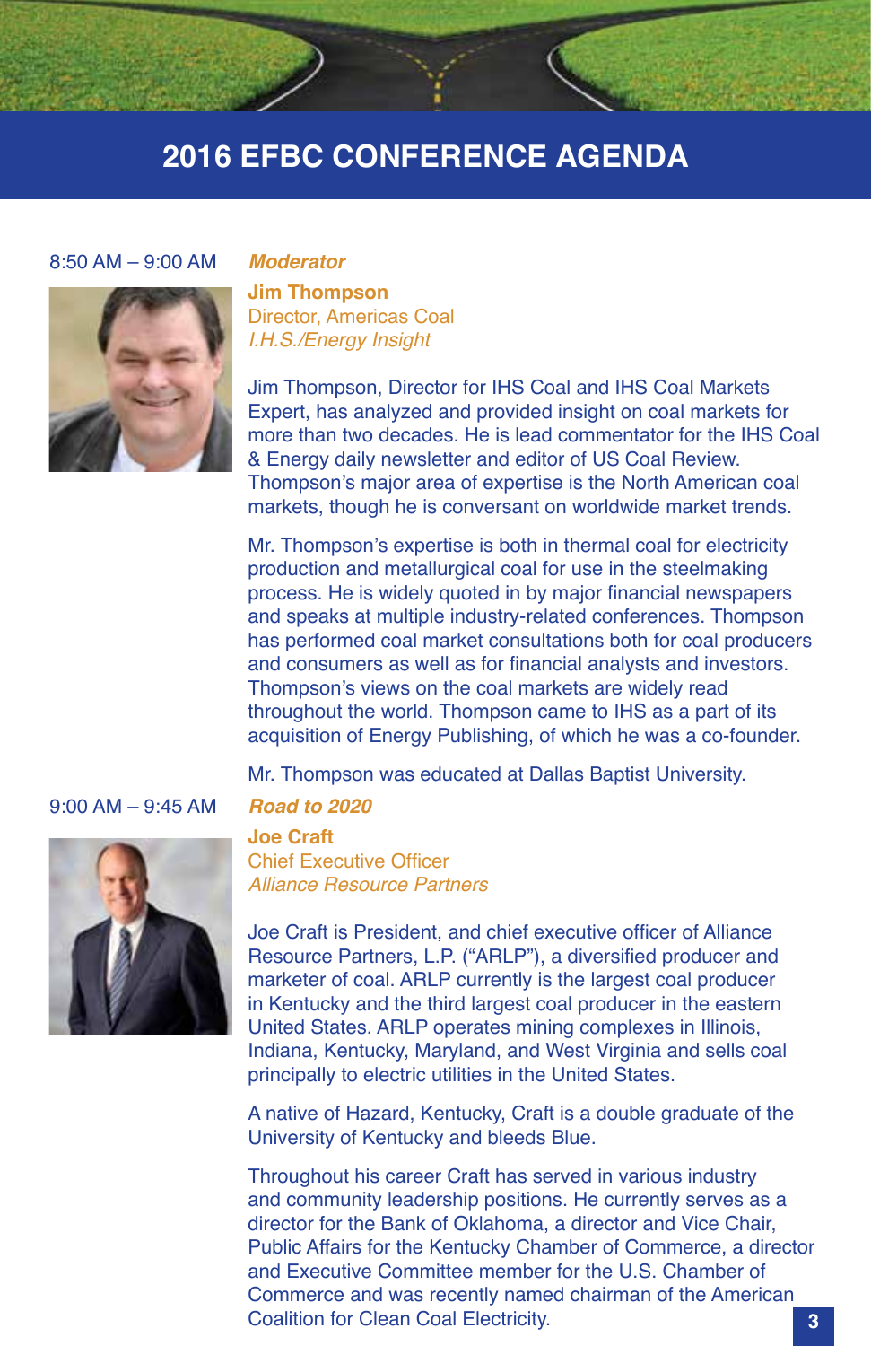# 2016 EFBC CONFERENCE AGENDA

8:50 AM – 9:00 AM

***Moderator***

**Jim Thompson**
Director, Americas Coal
*I.H.S./Energy Insight*

Jim Thompson, Director for IHS Coal and IHS Coal Markets Expert, has analyzed and provided insight on coal markets for more than two decades. He is lead commentator for the IHS Coal & Energy daily newsletter and editor of US Coal Review. Thompson's major area of expertise is the North American coal markets, though he is conversant on worldwide market trends.

Mr. Thompson's expertise is both in thermal coal for electricity production and metallurgical coal for use in the steelmaking process. He is widely quoted in by major financial newspapers and speaks at multiple industry-related conferences. Thompson has performed coal market consultations both for coal producers and consumers as well as for financial analysts and investors. Thompson's views on the coal markets are widely read throughout the world. Thompson came to IHS as a part of its acquisition of Energy Publishing, of which he was a co-founder.

Mr. Thompson was educated at Dallas Baptist University.

9:00 AM – 9:45 AM

***Road to 2020***

**Joe Craft**
Chief Executive Officer
*Alliance Resource Partners*

Joe Craft is President, and chief executive officer of Alliance Resource Partners, L.P. ("ARLP"), a diversified producer and marketer of coal. ARLP currently is the largest coal producer in Kentucky and the third largest coal producer in the eastern United States. ARLP operates mining complexes in Illinois, Indiana, Kentucky, Maryland, and West Virginia and sells coal principally to electric utilities in the United States.

A native of Hazard, Kentucky, Craft is a double graduate of the University of Kentucky and bleeds Blue.

Throughout his career Craft has served in various industry and community leadership positions. He currently serves as a director for the Bank of Oklahoma, a director and Vice Chair, Public Affairs for the Kentucky Chamber of Commerce, a director and Executive Committee member for the U.S. Chamber of Commerce and was recently named chairman of the American Coalition for Clean Coal Electricity.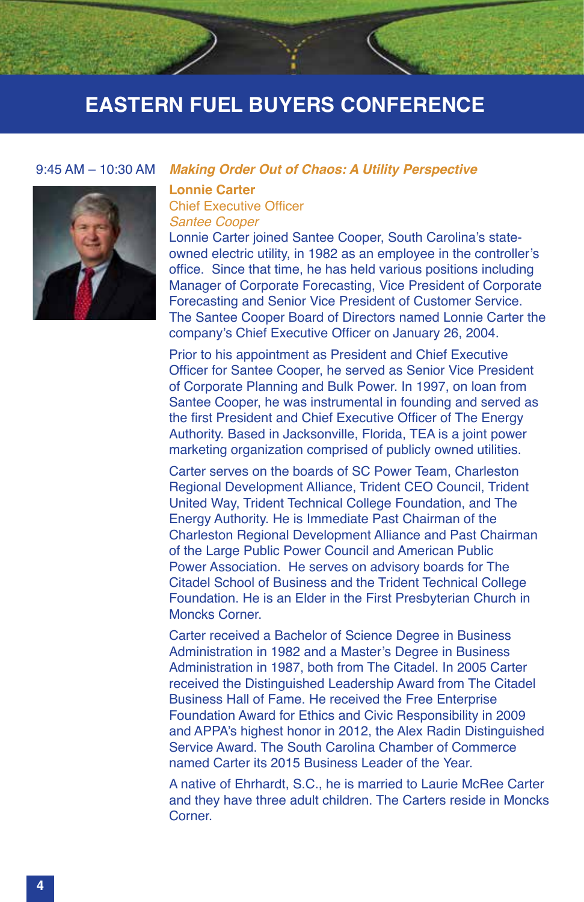# EASTERN FUEL BUYERS CONFERENCE

9:45 AM – 10:30 AM ***Making Order Out of Chaos: A Utility Perspective***

**Lonnie Carter**
Chief Executive Officer
*Santee Cooper*

Lonnie Carter joined Santee Cooper, South Carolina's state-owned electric utility, in 1982 as an employee in the controller's office. Since that time, he has held various positions including Manager of Corporate Forecasting, Vice President of Corporate Forecasting and Senior Vice President of Customer Service. The Santee Cooper Board of Directors named Lonnie Carter the company's Chief Executive Officer on January 26, 2004.

Prior to his appointment as President and Chief Executive Officer for Santee Cooper, he served as Senior Vice President of Corporate Planning and Bulk Power. In 1997, on loan from Santee Cooper, he was instrumental in founding and served as the first President and Chief Executive Officer of The Energy Authority. Based in Jacksonville, Florida, TEA is a joint power marketing organization comprised of publicly owned utilities.

Carter serves on the boards of SC Power Team, Charleston Regional Development Alliance, Trident CEO Council, Trident United Way, Trident Technical College Foundation, and The Energy Authority. He is Immediate Past Chairman of the Charleston Regional Development Alliance and Past Chairman of the Large Public Power Council and American Public Power Association. He serves on advisory boards for The Citadel School of Business and the Trident Technical College Foundation. He is an Elder in the First Presbyterian Church in Moncks Corner.

Carter received a Bachelor of Science Degree in Business Administration in 1982 and a Master's Degree in Business Administration in 1987, both from The Citadel. In 2005 Carter received the Distinguished Leadership Award from The Citadel Business Hall of Fame. He received the Free Enterprise Foundation Award for Ethics and Civic Responsibility in 2009 and APPA's highest honor in 2012, the Alex Radin Distinguished Service Award. The South Carolina Chamber of Commerce named Carter its 2015 Business Leader of the Year.

A native of Ehrhardt, S.C., he is married to Laurie McRee Carter and they have three adult children. The Carters reside in Moncks Corner.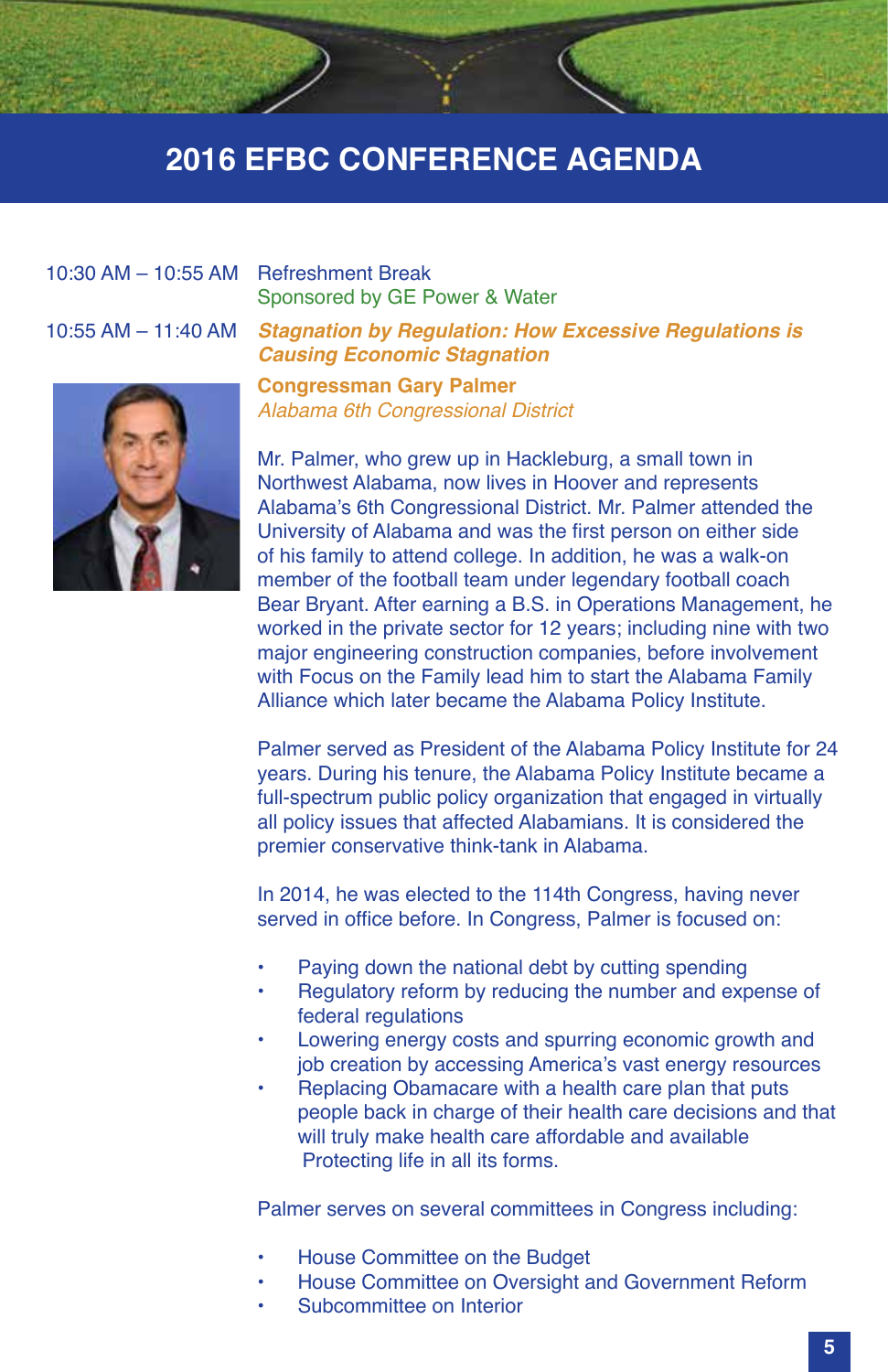# 2016 EFBC CONFERENCE AGENDA

10:30 AM – 10:55 AM Refreshment Break
Sponsored by GE Power & Water

10:55 AM – 11:40 AM ***Stagnation by Regulation: How Excessive Regulations is Causing Economic Stagnation***

**Congressman Gary Palmer**
*Alabama 6th Congressional District*

Mr. Palmer, who grew up in Hackleburg, a small town in Northwest Alabama, now lives in Hoover and represents Alabama's 6th Congressional District. Mr. Palmer attended the University of Alabama and was the first person on either side of his family to attend college. In addition, he was a walk-on member of the football team under legendary football coach Bear Bryant. After earning a B.S. in Operations Management, he worked in the private sector for 12 years; including nine with two major engineering construction companies, before involvement with Focus on the Family lead him to start the Alabama Family Alliance which later became the Alabama Policy Institute.

Palmer served as President of the Alabama Policy Institute for 24 years. During his tenure, the Alabama Policy Institute became a full-spectrum public policy organization that engaged in virtually all policy issues that affected Alabamians. It is considered the premier conservative think-tank in Alabama.

In 2014, he was elected to the 114th Congress, having never served in office before. In Congress, Palmer is focused on:

- Paying down the national debt by cutting spending
- Regulatory reform by reducing the number and expense of federal regulations
- Lowering energy costs and spurring economic growth and job creation by accessing America's vast energy resources
- Replacing Obamacare with a health care plan that puts people back in charge of their health care decisions and that will truly make health care affordable and available
  Protecting life in all its forms.

Palmer serves on several committees in Congress including:

- House Committee on the Budget
- House Committee on Oversight and Government Reform
- Subcommittee on Interior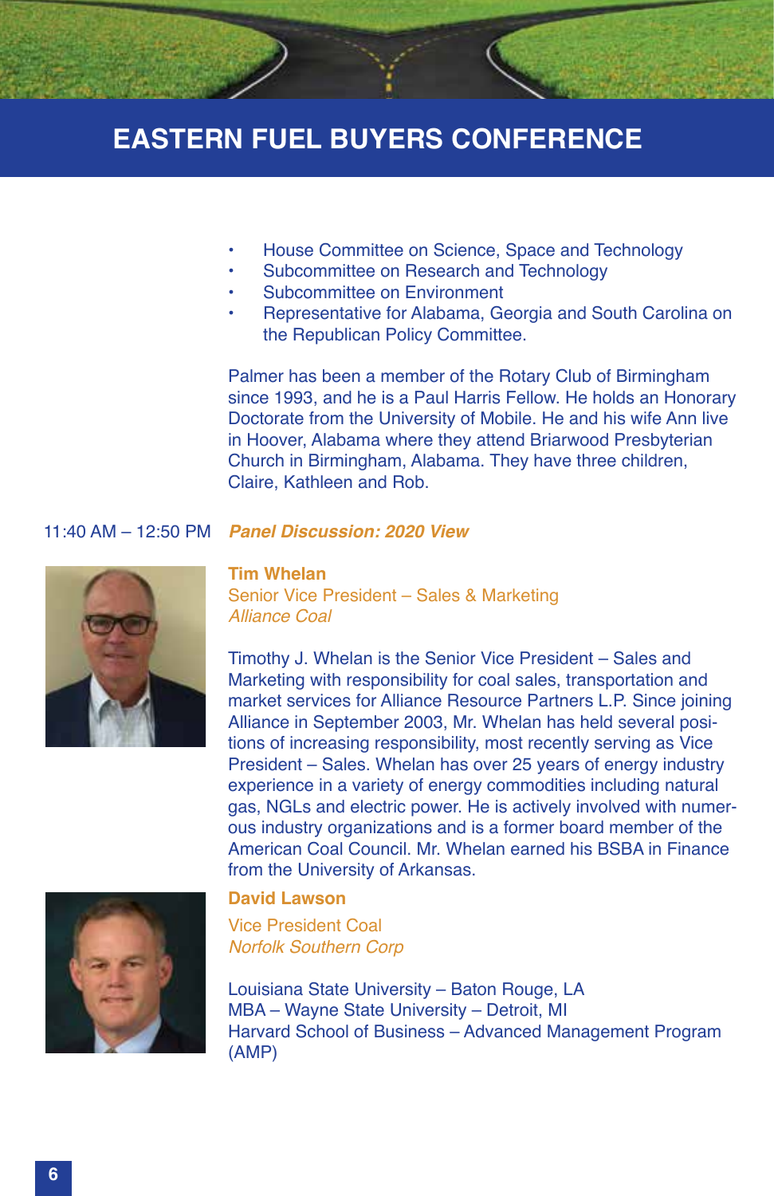- House Committee on Science, Space and Technology
- Subcommittee on Research and Technology
- Subcommittee on Environment
- Representative for Alabama, Georgia and South Carolina on the Republican Policy Committee.

Palmer has been a member of the Rotary Club of Birmingham since 1993, and he is a Paul Harris Fellow. He holds an Honorary Doctorate from the University of Mobile. He and his wife Ann live in Hoover, Alabama where they attend Briarwood Presbyterian Church in Birmingham, Alabama. They have three children, Claire, Kathleen and Rob.

11:40 AM – 12:50 PM ***Panel Discussion: 2020 View***

**Tim Whelan**
Senior Vice President – Sales & Marketing
*Alliance Coal*

Timothy J. Whelan is the Senior Vice President – Sales and Marketing with responsibility for coal sales, transportation and market services for Alliance Resource Partners L.P. Since joining Alliance in September 2003, Mr. Whelan has held several positions of increasing responsibility, most recently serving as Vice President – Sales. Whelan has over 25 years of energy industry experience in a variety of energy commodities including natural gas, NGLs and electric power. He is actively involved with numerous industry organizations and is a former board member of the American Coal Council. Mr. Whelan earned his BSBA in Finance from the University of Arkansas.

**David Lawson**
Vice President Coal
*Norfolk Southern Corp*

Louisiana State University – Baton Rouge, LA
MBA – Wayne State University – Detroit, MI
Harvard School of Business – Advanced Management Program (AMP)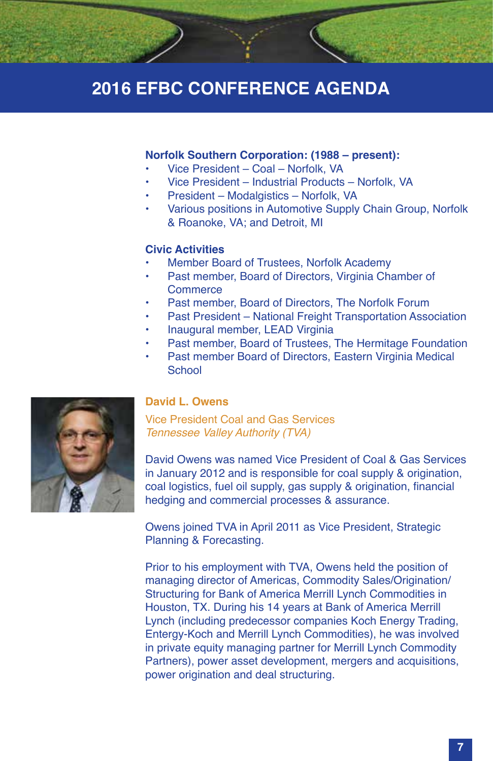# 2016 EFBC CONFERENCE AGENDA

**Norfolk Southern Corporation: (1988 – present):**

- Vice President – Coal – Norfolk, VA
- Vice President – Industrial Products – Norfolk, VA
- President – Modalgistics – Norfolk, VA
- Various positions in Automotive Supply Chain Group, Norfolk & Roanoke, VA; and Detroit, MI

**Civic Activities**

- Member Board of Trustees, Norfolk Academy
- Past member, Board of Directors, Virginia Chamber of Commerce
- Past member, Board of Directors, The Norfolk Forum
- Past President – National Freight Transportation Association
- Inaugural member, LEAD Virginia
- Past member, Board of Trustees, The Hermitage Foundation
- Past member Board of Directors, Eastern Virginia Medical School

**David L. Owens**

Vice President Coal and Gas Services
*Tennessee Valley Authority (TVA)*

David Owens was named Vice President of Coal & Gas Services in January 2012 and is responsible for coal supply & origination, coal logistics, fuel oil supply, gas supply & origination, financial hedging and commercial processes & assurance.

Owens joined TVA in April 2011 as Vice President, Strategic Planning & Forecasting.

Prior to his employment with TVA, Owens held the position of managing director of Americas, Commodity Sales/Origination/Structuring for Bank of America Merrill Lynch Commodities in Houston, TX. During his 14 years at Bank of America Merrill Lynch (including predecessor companies Koch Energy Trading, Entergy-Koch and Merrill Lynch Commodities), he was involved in private equity managing partner for Merrill Lynch Commodity Partners), power asset development, mergers and acquisitions, power origination and deal structuring.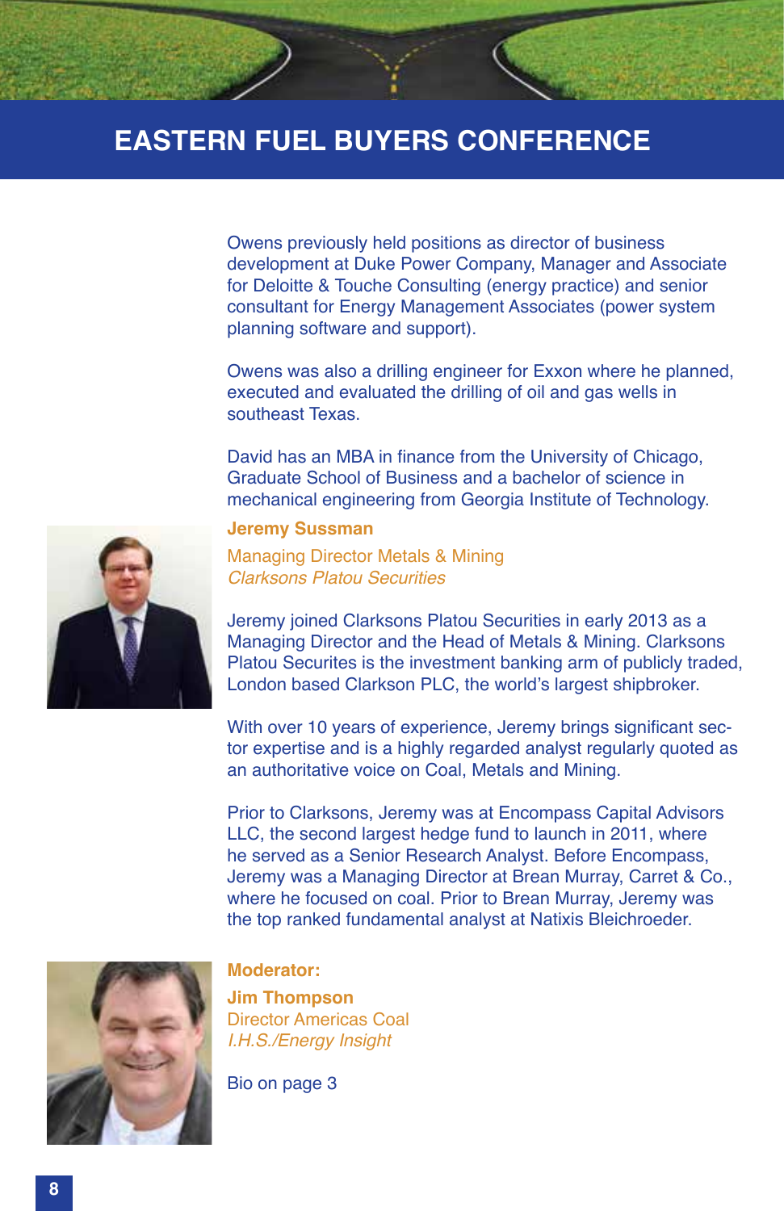Owens previously held positions as director of business development at Duke Power Company, Manager and Associate for Deloitte & Touche Consulting (energy practice) and senior consultant for Energy Management Associates (power system planning software and support).

Owens was also a drilling engineer for Exxon where he planned, executed and evaluated the drilling of oil and gas wells in southeast Texas.

David has an MBA in finance from the University of Chicago, Graduate School of Business and a bachelor of science in mechanical engineering from Georgia Institute of Technology.

**Jeremy Sussman**

Managing Director Metals & Mining
*Clarksons Platou Securities*

Jeremy joined Clarksons Platou Securities in early 2013 as a Managing Director and the Head of Metals & Mining. Clarksons Platou Securites is the investment banking arm of publicly traded, London based Clarkson PLC, the world's largest shipbroker.

With over 10 years of experience, Jeremy brings significant sector expertise and is a highly regarded analyst regularly quoted as an authoritative voice on Coal, Metals and Mining.

Prior to Clarksons, Jeremy was at Encompass Capital Advisors LLC, the second largest hedge fund to launch in 2011, where he served as a Senior Research Analyst. Before Encompass, Jeremy was a Managing Director at Brean Murray, Carret & Co., where he focused on coal. Prior to Brean Murray, Jeremy was the top ranked fundamental analyst at Natixis Bleichroeder.

**Moderator:**

**Jim Thompson**

Director Americas Coal
*I.H.S./Energy Insight*

Bio on page 3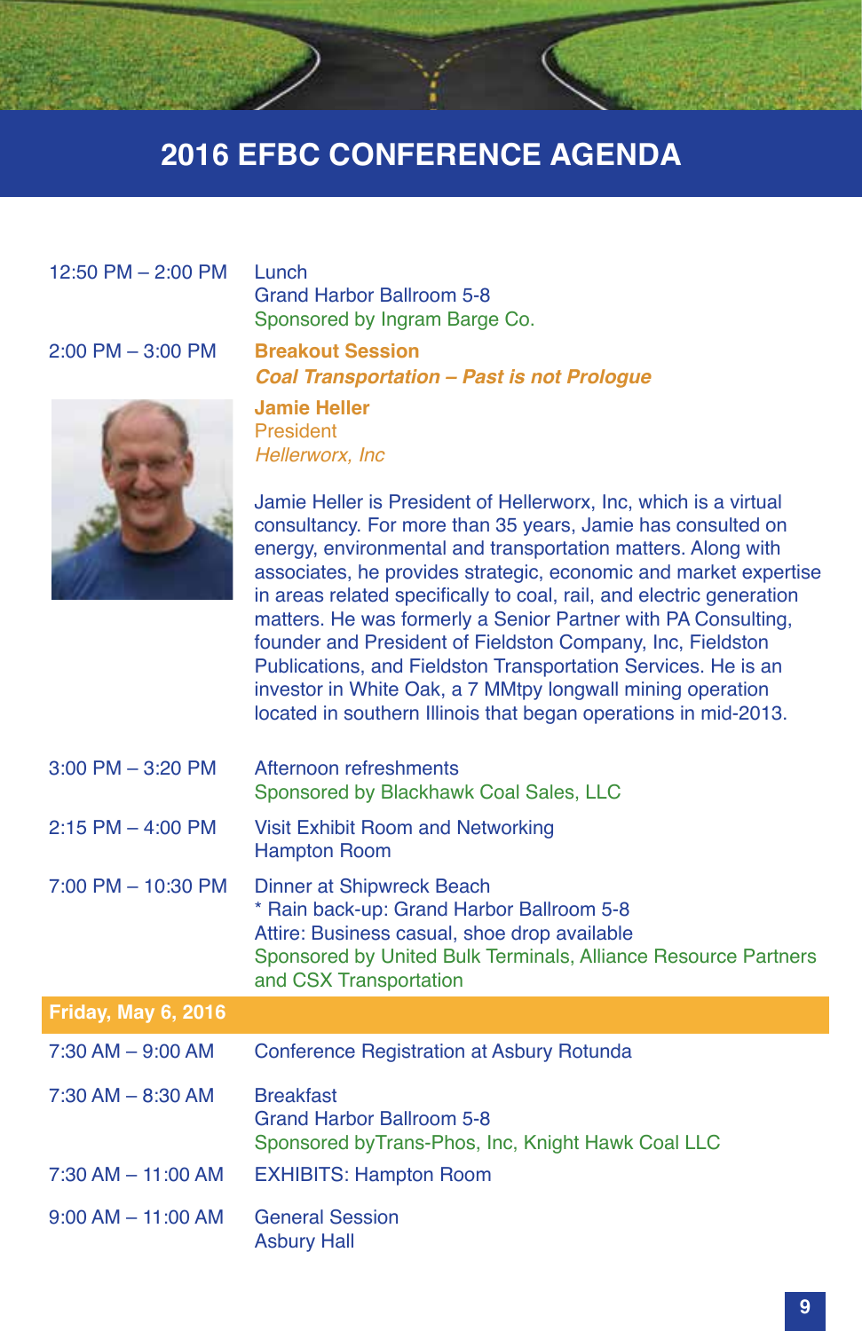# 2016 EFBC CONFERENCE AGENDA

**12:50 PM – 2:00 PM**
Lunch
Grand Harbor Ballroom 5-8
Sponsored by Ingram Barge Co.

**2:00 PM – 3:00 PM**
**Breakout Session**
***Coal Transportation – Past is not Prologue***

**Jamie Heller**
President
*Hellerworx, Inc*

Jamie Heller is President of Hellerworx, Inc, which is a virtual consultancy. For more than 35 years, Jamie has consulted on energy, environmental and transportation matters. Along with associates, he provides strategic, economic and market expertise in areas related specifically to coal, rail, and electric generation matters. He was formerly a Senior Partner with PA Consulting, founder and President of Fieldston Company, Inc, Fieldston Publications, and Fieldston Transportation Services. He is an investor in White Oak, a 7 MMtpy longwall mining operation located in southern Illinois that began operations in mid-2013.

**3:00 PM – 3:20 PM**
Afternoon refreshments
Sponsored by Blackhawk Coal Sales, LLC

**2:15 PM – 4:00 PM**
Visit Exhibit Room and Networking
Hampton Room

**7:00 PM – 10:30 PM**
Dinner at Shipwreck Beach
* Rain back-up: Grand Harbor Ballroom 5-8
Attire: Business casual, shoe drop available
Sponsored by United Bulk Terminals, Alliance Resource Partners and CSX Transportation

## Friday, May 6, 2016

**7:30 AM – 9:00 AM**
Conference Registration at Asbury Rotunda

**7:30 AM – 8:30 AM**
Breakfast
Grand Harbor Ballroom 5-8
Sponsored byTrans-Phos, Inc, Knight Hawk Coal LLC

**7:30 AM – 11:00 AM**
EXHIBITS: Hampton Room

**9:00 AM – 11:00 AM**
General Session
Asbury Hall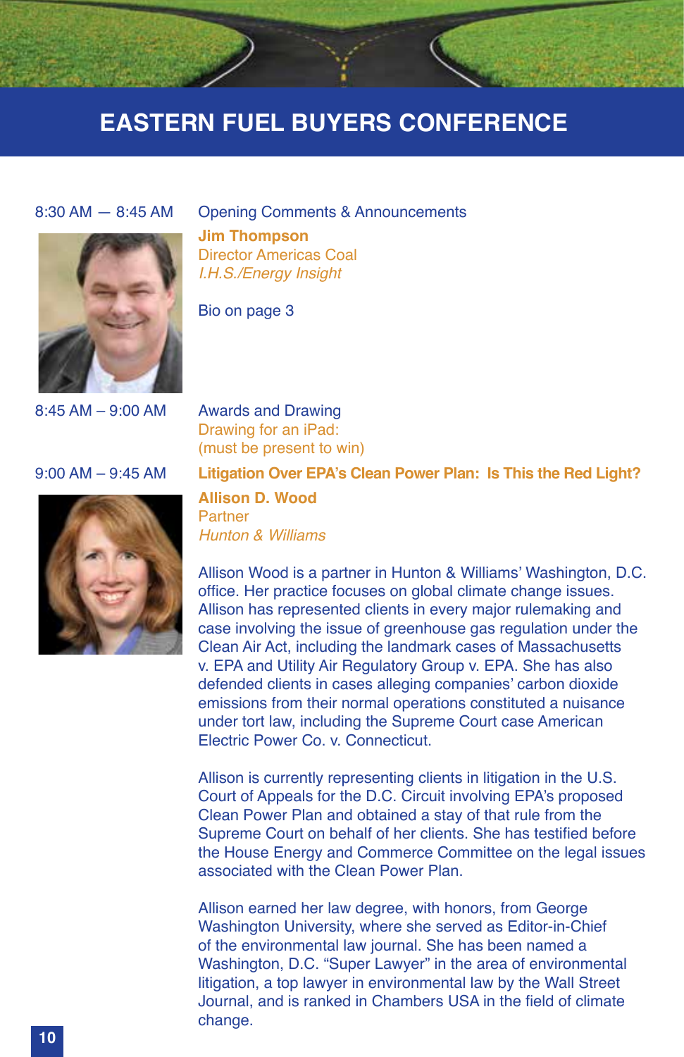# EASTERN FUEL BUYERS CONFERENCE

8:30 AM — 8:45 AM

Opening Comments & Announcements

**Jim Thompson**
Director Americas Coal
*I.H.S./Energy Insight*

Bio on page 3

8:45 AM – 9:00 AM

Awards and Drawing
Drawing for an iPad:
(must be present to win)

9:00 AM – 9:45 AM

**Litigation Over EPA's Clean Power Plan: Is This the Red Light?**

**Allison D. Wood**
Partner
*Hunton & Williams*

Allison Wood is a partner in Hunton & Williams' Washington, D.C. office. Her practice focuses on global climate change issues. Allison has represented clients in every major rulemaking and case involving the issue of greenhouse gas regulation under the Clean Air Act, including the landmark cases of Massachusetts v. EPA and Utility Air Regulatory Group v. EPA. She has also defended clients in cases alleging companies' carbon dioxide emissions from their normal operations constituted a nuisance under tort law, including the Supreme Court case American Electric Power Co. v. Connecticut.

Allison is currently representing clients in litigation in the U.S. Court of Appeals for the D.C. Circuit involving EPA's proposed Clean Power Plan and obtained a stay of that rule from the Supreme Court on behalf of her clients. She has testified before the House Energy and Commerce Committee on the legal issues associated with the Clean Power Plan.

Allison earned her law degree, with honors, from George Washington University, where she served as Editor-in-Chief of the environmental law journal. She has been named a Washington, D.C. "Super Lawyer" in the area of environmental litigation, a top lawyer in environmental law by the Wall Street Journal, and is ranked in Chambers USA in the field of climate change.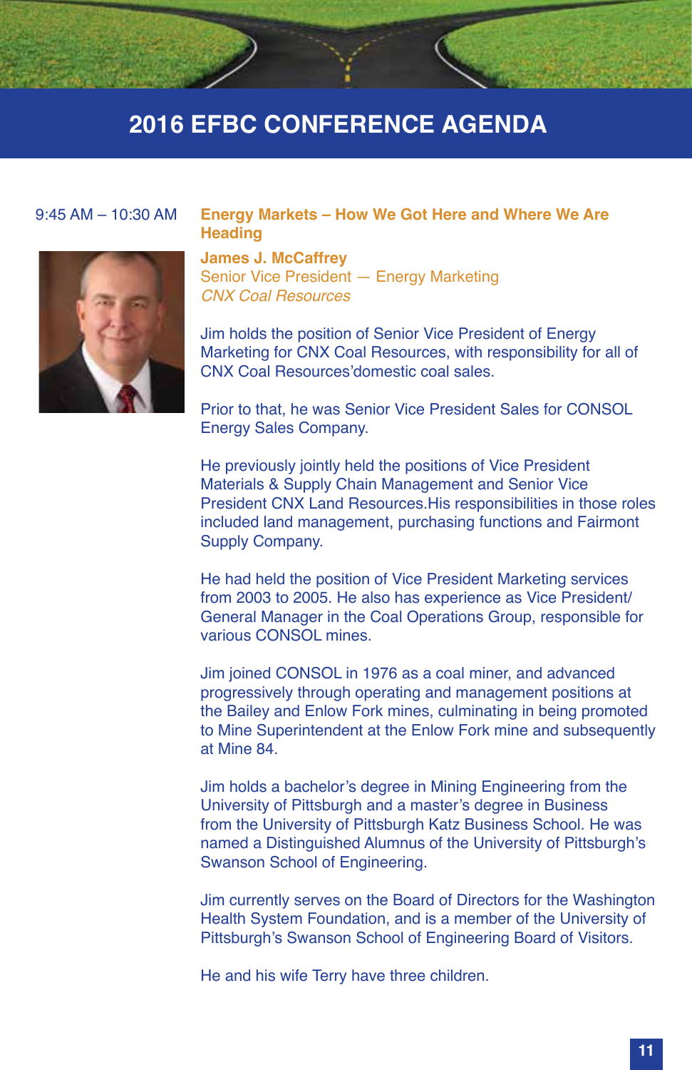# 2016 EFBC CONFERENCE AGENDA

9:45 AM – 10:30 AM

## Energy Markets – How We Got Here and Where We Are Heading

**James J. McCaffrey**
Senior Vice President — Energy Marketing
*CNX Coal Resources*

Jim holds the position of Senior Vice President of Energy Marketing for CNX Coal Resources, with responsibility for all of CNX Coal Resources'domestic coal sales.

Prior to that, he was Senior Vice President Sales for CONSOL Energy Sales Company.

He previously jointly held the positions of Vice President Materials & Supply Chain Management and Senior Vice President CNX Land Resources.His responsibilities in those roles included land management, purchasing functions and Fairmont Supply Company.

He had held the position of Vice President Marketing services from 2003 to 2005. He also has experience as Vice President/ General Manager in the Coal Operations Group, responsible for various CONSOL mines.

Jim joined CONSOL in 1976 as a coal miner, and advanced progressively through operating and management positions at the Bailey and Enlow Fork mines, culminating in being promoted to Mine Superintendent at the Enlow Fork mine and subsequently at Mine 84.

Jim holds a bachelor's degree in Mining Engineering from the University of Pittsburgh and a master's degree in Business from the University of Pittsburgh Katz Business School. He was named a Distinguished Alumnus of the University of Pittsburgh's Swanson School of Engineering.

Jim currently serves on the Board of Directors for the Washington Health System Foundation, and is a member of the University of Pittsburgh's Swanson School of Engineering Board of Visitors.

He and his wife Terry have three children.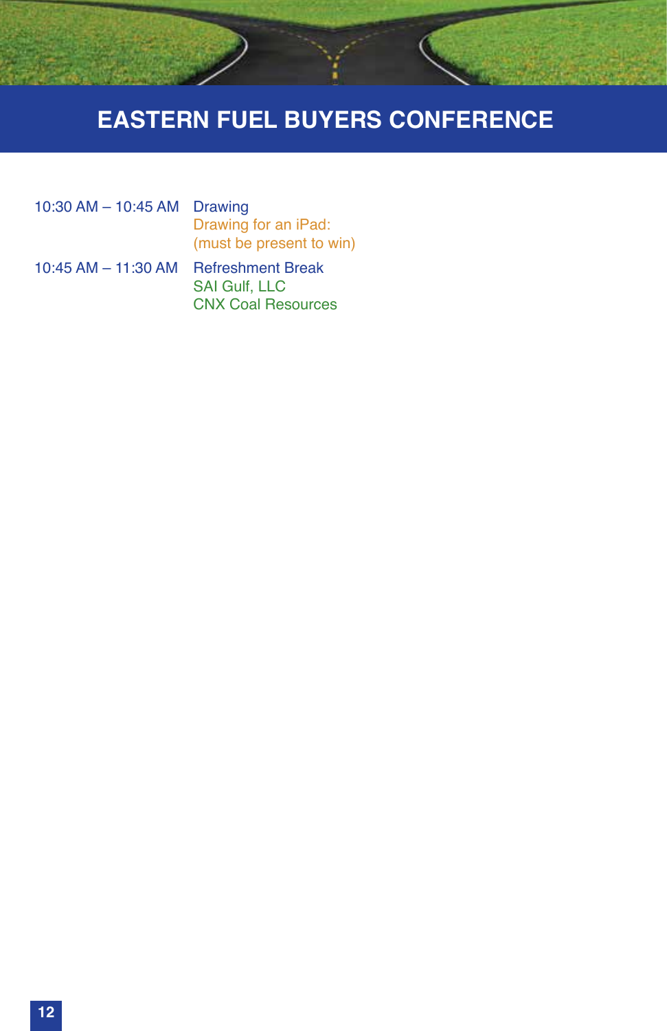# EASTERN FUEL BUYERS CONFERENCE

| | |
|---|---|
| 10:30 AM – 10:45 AM | Drawing<br>Drawing for an iPad:<br>(must be present to win) |
| 10:45 AM – 11:30 AM | Refreshment Break<br>SAI Gulf, LLC<br>CNX Coal Resources |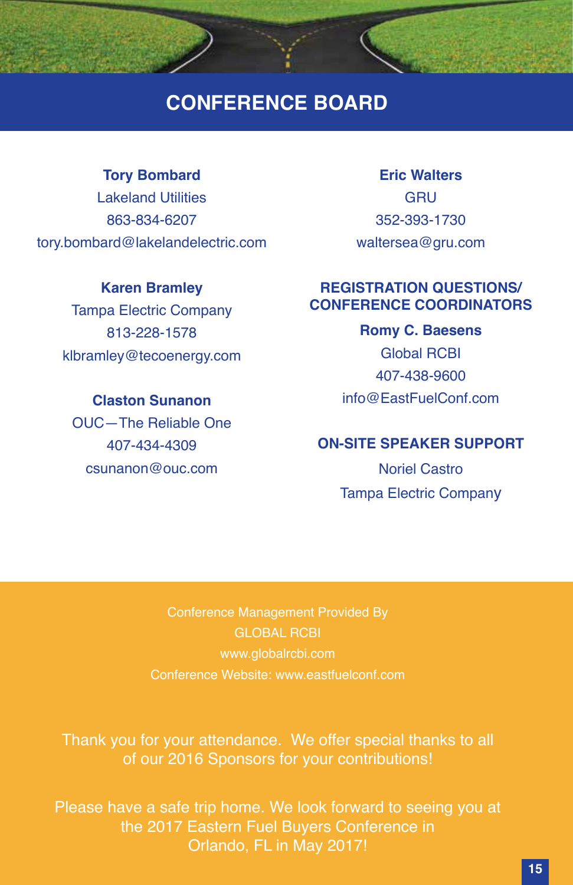# CONFERENCE BOARD

**Tory Bombard**
Lakeland Utilities
863-834-6207
tory.bombard@lakelandelectric.com

**Karen Bramley**
Tampa Electric Company
813-228-1578
klbramley@tecoenergy.com

**Claston Sunanon**
OUC—The Reliable One
407-434-4309
csunanon@ouc.com

**Eric Walters**
GRU
352-393-1730
waltersea@gru.com

## REGISTRATION QUESTIONS/ CONFERENCE COORDINATORS

**Romy C. Baesens**
Global RCBI
407-438-9600
info@EastFuelConf.com

## ON-SITE SPEAKER SUPPORT

Noriel Castro
Tampa Electric Company

Conference Management Provided By
GLOBAL RCBI
www.globalrcbi.com
Conference Website: www.eastfuelconf.com

Thank you for your attendance. We offer special thanks to all of our 2016 Sponsors for your contributions!

Please have a safe trip home. We look forward to seeing you at the 2017 Eastern Fuel Buyers Conference in Orlando, FL in May 2017!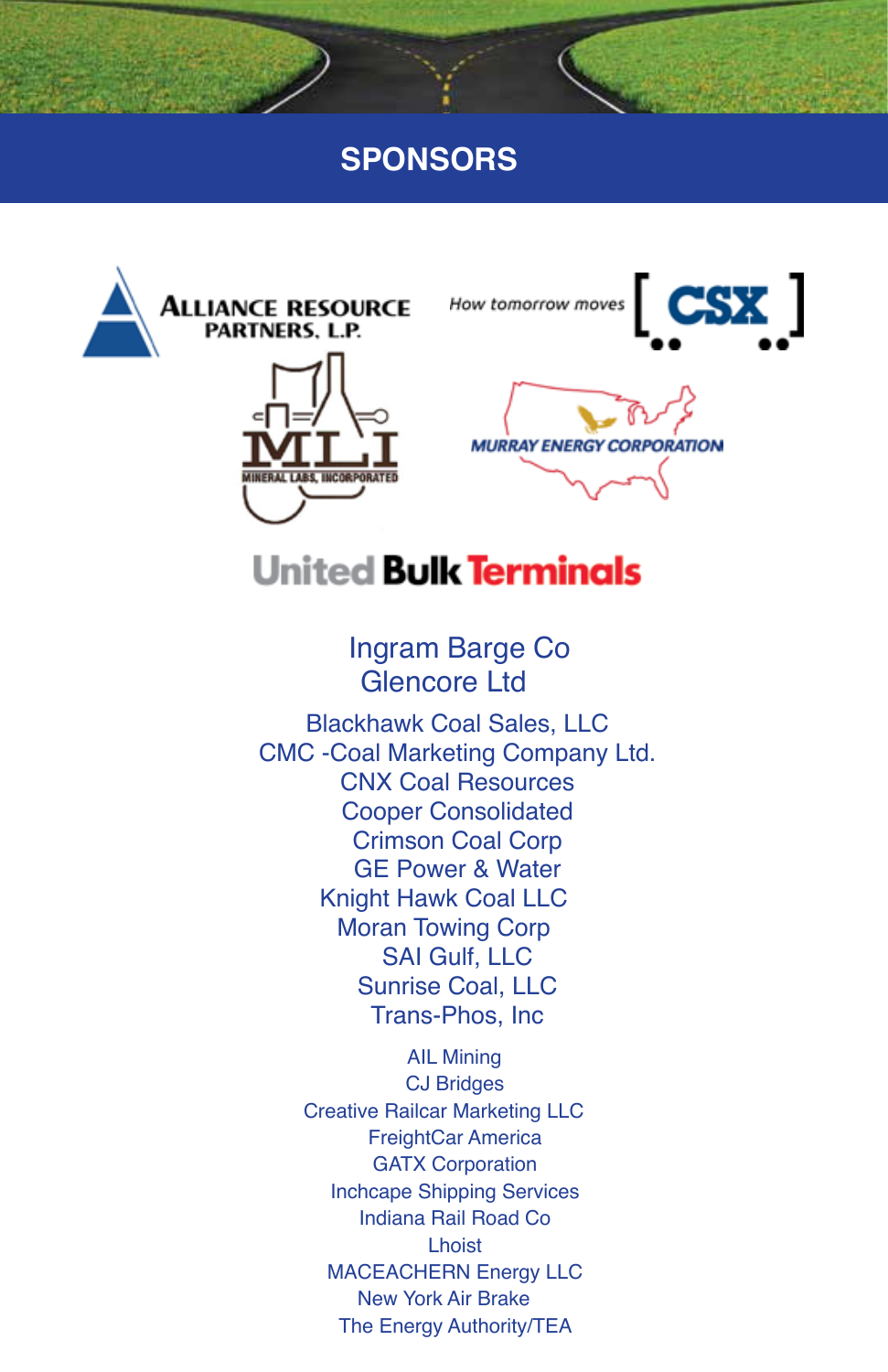# SPONSORS

Alliance Resource Partners, L.P.

How tomorrow moves CSX

MLI Mineral Labs, Incorporated

Murray Energy Corporation

United Bulk Terminals

Ingram Barge Co
Glencore Ltd

Blackhawk Coal Sales, LLC
CMC -Coal Marketing Company Ltd.
CNX Coal Resources
Cooper Consolidated
Crimson Coal Corp
GE Power & Water
Knight Hawk Coal LLC
Moran Towing Corp
SAI Gulf, LLC
Sunrise Coal, LLC
Trans-Phos, Inc

AIL Mining
CJ Bridges
Creative Railcar Marketing LLC
FreightCar America
GATX Corporation
Inchcape Shipping Services
Indiana Rail Road Co
Lhoist
MACEACHERN Energy LLC
New York Air Brake
The Energy Authority/TEA